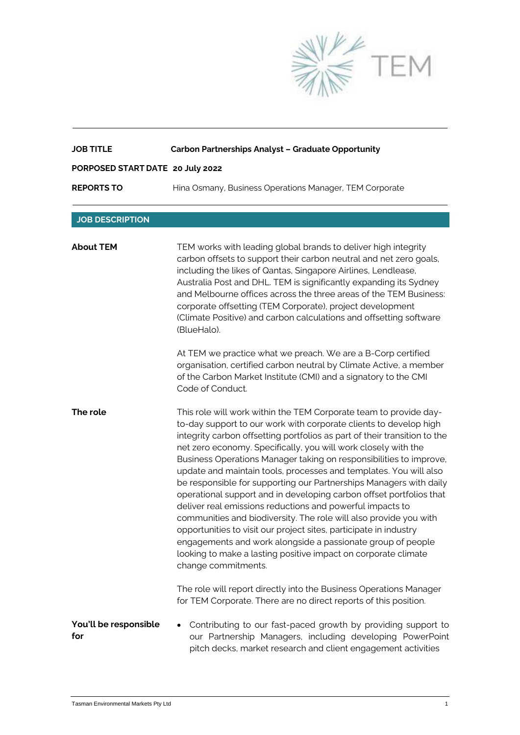TEM

**JOB TITLE** **Carbon Partnerships Analyst – Graduate Opportunity**

**PORPOSED START DATE** **20 July 2022**

**REPORTS TO** Hina Osmany, Business Operations Manager, TEM Corporate

## JOB DESCRIPTION

**About TEM**

TEM works with leading global brands to deliver high integrity carbon offsets to support their carbon neutral and net zero goals, including the likes of Qantas, Singapore Airlines, Lendlease, Australia Post and DHL. TEM is significantly expanding its Sydney and Melbourne offices across the three areas of the TEM Business: corporate offsetting (TEM Corporate), project development (Climate Positive) and carbon calculations and offsetting software (BlueHalo).

At TEM we practice what we preach. We are a B-Corp certified organisation, certified carbon neutral by Climate Active, a member of the Carbon Market Institute (CMI) and a signatory to the CMI Code of Conduct.

**The role**

This role will work within the TEM Corporate team to provide day-to-day support to our work with corporate clients to develop high integrity carbon offsetting portfolios as part of their transition to the net zero economy. Specifically, you will work closely with the Business Operations Manager taking on responsibilities to improve, update and maintain tools, processes and templates. You will also be responsible for supporting our Partnerships Managers with daily operational support and in developing carbon offset portfolios that deliver real emissions reductions and powerful impacts to communities and biodiversity. The role will also provide you with opportunities to visit our project sites, participate in industry engagements and work alongside a passionate group of people looking to make a lasting positive impact on corporate climate change commitments.

The role will report directly into the Business Operations Manager for TEM Corporate. There are no direct reports of this position.

**You'll be responsible for**

- Contributing to our fast-paced growth by providing support to our Partnership Managers, including developing PowerPoint pitch decks, market research and client engagement activities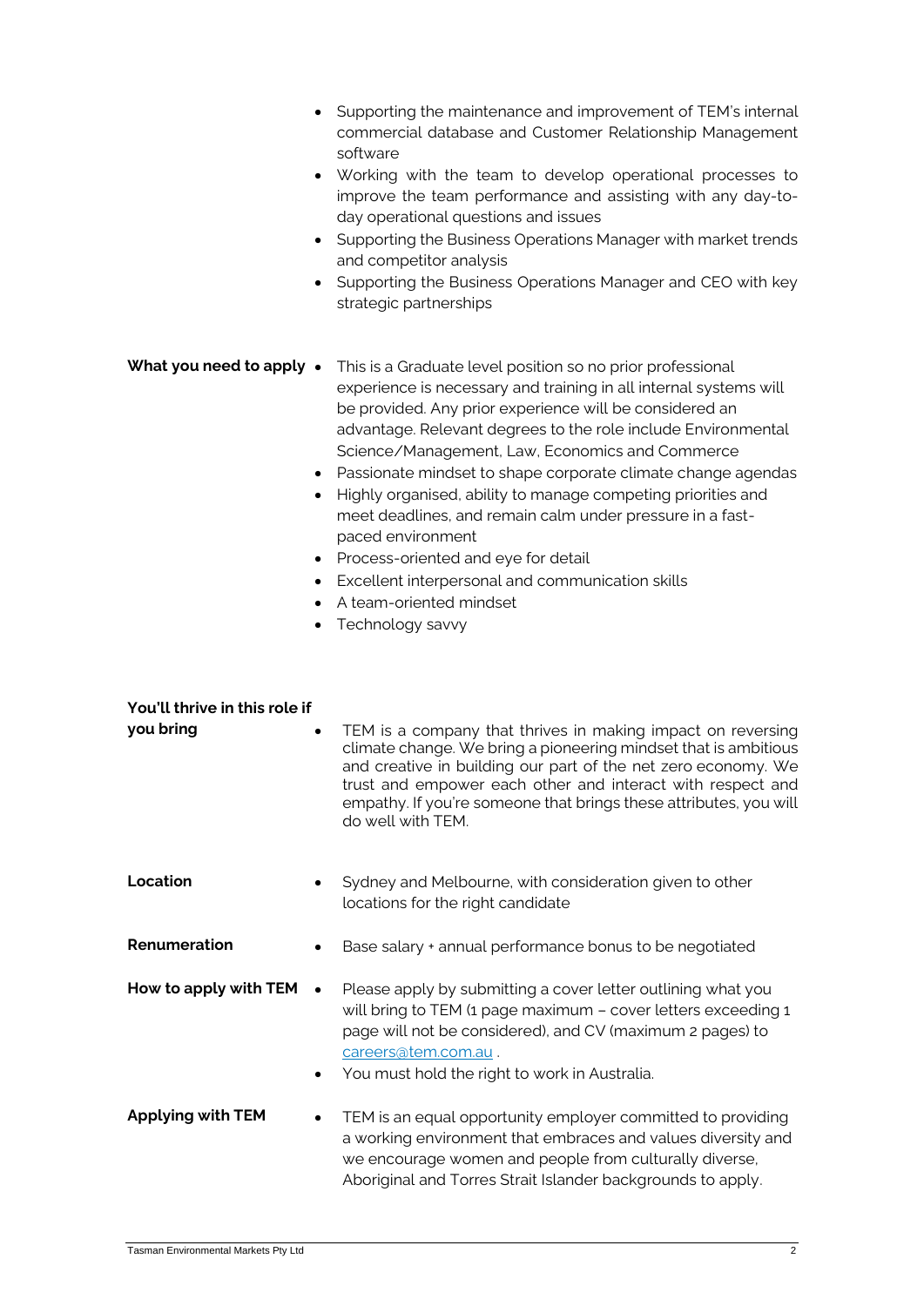- Supporting the maintenance and improvement of TEM's internal commercial database and Customer Relationship Management software
- Working with the team to develop operational processes to improve the team performance and assisting with any day-to-day operational questions and issues
- Supporting the Business Operations Manager with market trends and competitor analysis
- Supporting the Business Operations Manager and CEO with key strategic partnerships

**What you need to apply**

- This is a Graduate level position so no prior professional experience is necessary and training in all internal systems will be provided. Any prior experience will be considered an advantage. Relevant degrees to the role include Environmental Science/Management, Law, Economics and Commerce
- Passionate mindset to shape corporate climate change agendas
- Highly organised, ability to manage competing priorities and meet deadlines, and remain calm under pressure in a fast-paced environment
- Process-oriented and eye for detail
- Excellent interpersonal and communication skills
- A team-oriented mindset
- Technology savvy

**You'll thrive in this role if you bring**

- TEM is a company that thrives in making impact on reversing climate change. We bring a pioneering mindset that is ambitious and creative in building our part of the net zero economy. We trust and empower each other and interact with respect and empathy. If you're someone that brings these attributes, you will do well with TEM.

**Location**

- Sydney and Melbourne, with consideration given to other locations for the right candidate

**Renumeration**

- Base salary + annual performance bonus to be negotiated

**How to apply with TEM**

- Please apply by submitting a cover letter outlining what you will bring to TEM (1 page maximum – cover letters exceeding 1 page will not be considered), and CV (maximum 2 pages) to careers@tem.com.au .
- You must hold the right to work in Australia.

**Applying with TEM**

- TEM is an equal opportunity employer committed to providing a working environment that embraces and values diversity and we encourage women and people from culturally diverse, Aboriginal and Torres Strait Islander backgrounds to apply.